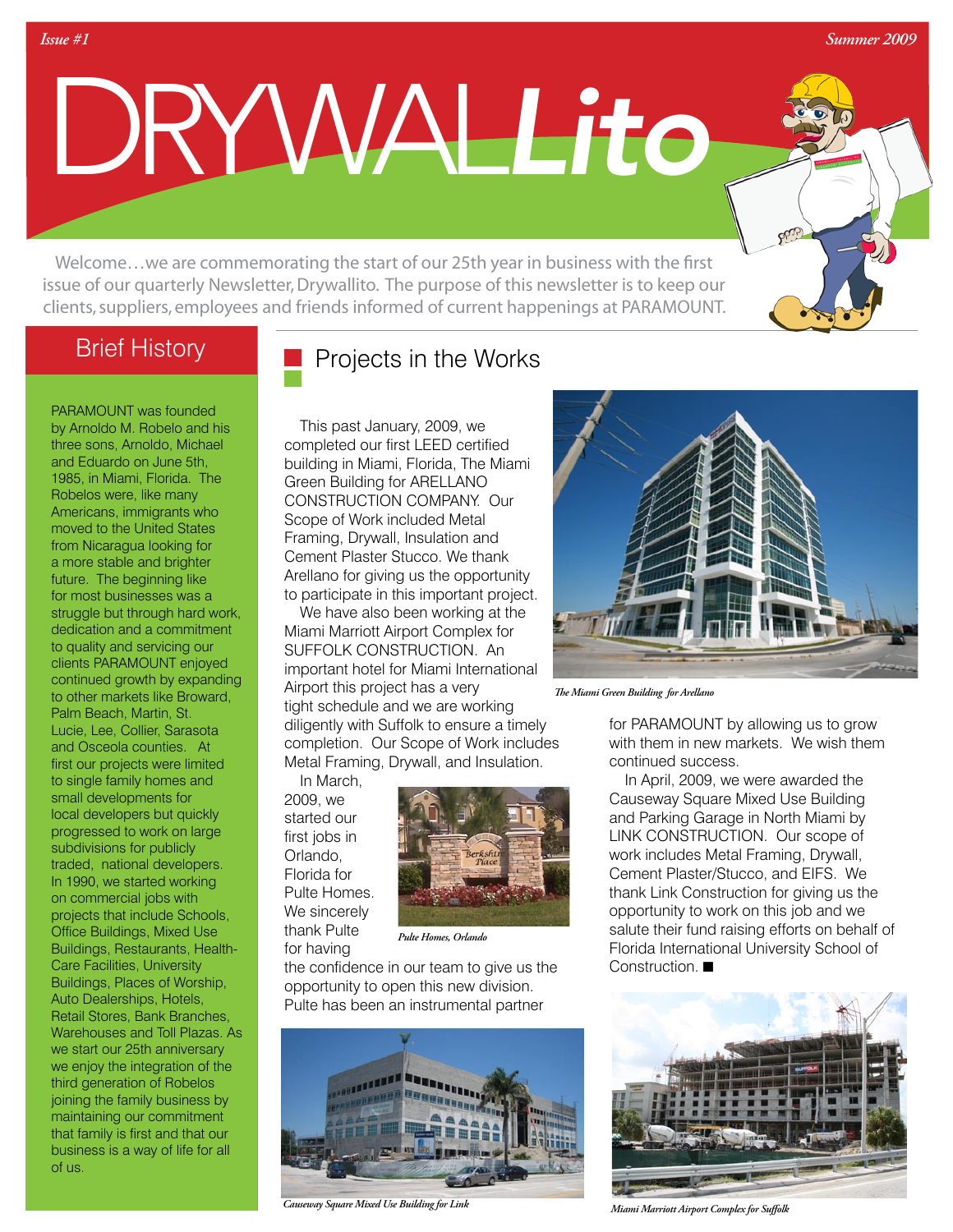Issue #1 — Summer 2009

# DRYWALLito

Welcome…we are commemorating the start of our 25th year in business with the first issue of our quarterly Newsletter, Drywallito. The purpose of this newsletter is to keep our clients, suppliers, employees and friends informed of current happenings at PARAMOUNT.

## Brief History

PARAMOUNT was founded by Arnoldo M. Robelo and his three sons, Arnoldo, Michael and Eduardo on June 5th, 1985, in Miami, Florida. The Robelos were, like many Americans, immigrants who moved to the United States from Nicaragua looking for a more stable and brighter future. The beginning like for most businesses was a struggle but through hard work, dedication and a commitment to quality and servicing our clients PARAMOUNT enjoyed continued growth by expanding to other markets like Broward, Palm Beach, Martin, St. Lucie, Lee, Collier, Sarasota and Osceola counties. At first our projects were limited to single family homes and small developments for local developers but quickly progressed to work on large subdivisions for publicly traded, national developers. In 1990, we started working on commercial jobs with projects that include Schools, Office Buildings, Mixed Use Buildings, Restaurants, Health-Care Facilities, University Buildings, Places of Worship, Auto Dealerships, Hotels, Retail Stores, Bank Branches, Warehouses and Toll Plazas. As we start our 25th anniversary we enjoy the integration of the third generation of Robelos joining the family business by maintaining our commitment that family is first and that our business is a way of life for all of us.

## Projects in the Works

This past January, 2009, we completed our first LEED certified building in Miami, Florida, The Miami Green Building for ARELLANO CONSTRUCTION COMPANY. Our Scope of Work included Metal Framing, Drywall, Insulation and Cement Plaster Stucco. We thank Arellano for giving us the opportunity to participate in this important project.

We have also been working at the Miami Marriott Airport Complex for SUFFOLK CONSTRUCTION. An important hotel for Miami International Airport this project has a very tight schedule and we are working diligently with Suffolk to ensure a timely completion. Our Scope of Work includes Metal Framing, Drywall, and Insulation.

*The Miami Green Building for Arellano*

In March, 2009, we started our first jobs in Orlando, Florida for Pulte Homes. We sincerely thank Pulte for having the confidence in our team to give us the opportunity to open this new division. Pulte has been an instrumental partner for PARAMOUNT by allowing us to grow with them in new markets. We wish them continued success.

*Pulte Homes, Orlando*

In April, 2009, we were awarded the Causeway Square Mixed Use Building and Parking Garage in North Miami by LINK CONSTRUCTION. Our scope of work includes Metal Framing, Drywall, Cement Plaster/Stucco, and EIFS. We thank Link Construction for giving us the opportunity to work on this job and we salute their fund raising efforts on behalf of Florida International University School of Construction. ■

*Causeway Square Mixed Use Building for Link*

*Miami Marriott Airport Complex for Suffolk*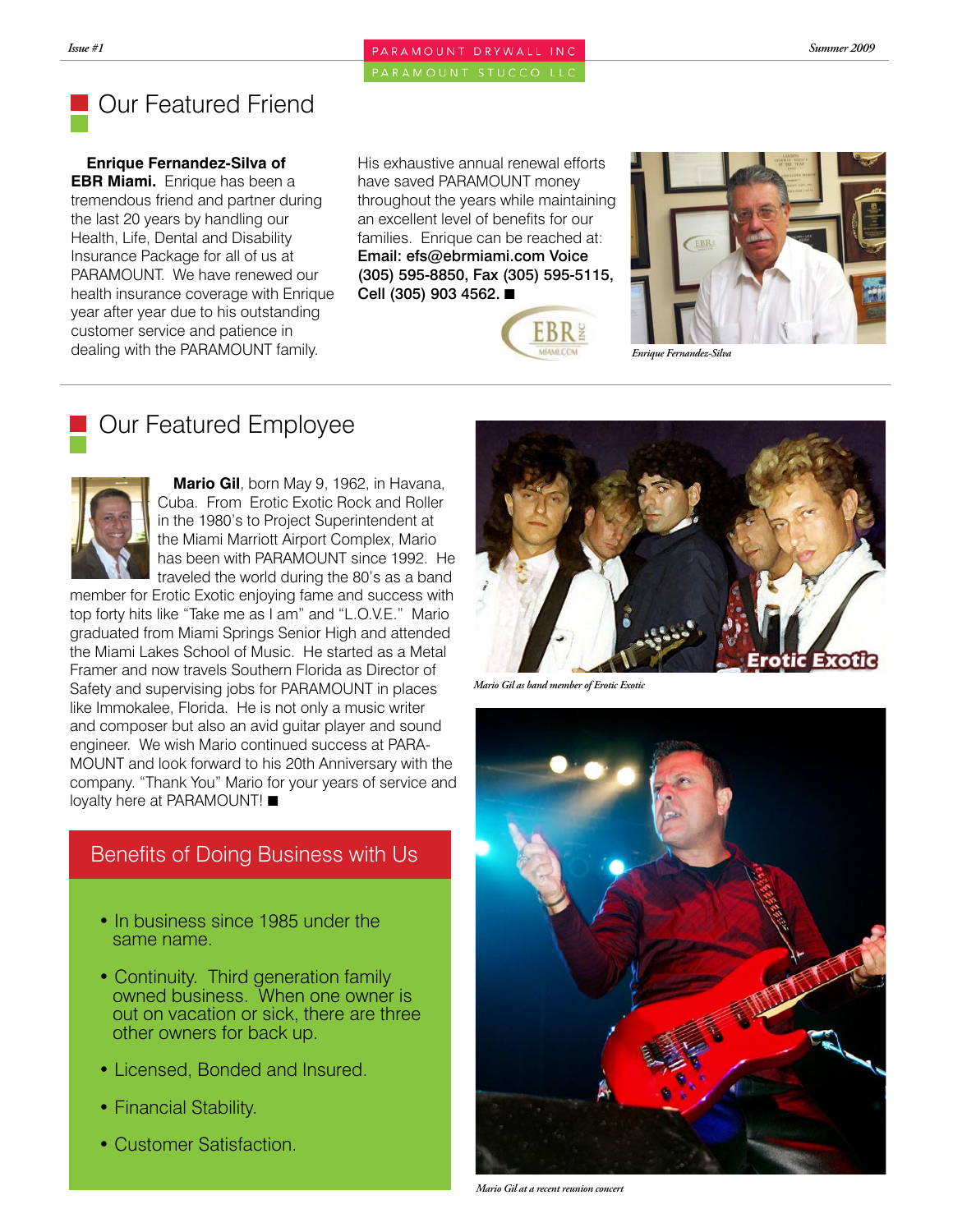## Our Featured Friend

**Enrique Fernandez-Silva of EBR Miami.** Enrique has been a tremendous friend and partner during the last 20 years by handling our Health, Life, Dental and Disability Insurance Package for all of us at PARAMOUNT. We have renewed our health insurance coverage with Enrique year after year due to his outstanding customer service and patience in dealing with the PARAMOUNT family. His exhaustive annual renewal efforts have saved PARAMOUNT money throughout the years while maintaining an excellent level of benefits for our families. Enrique can be reached at: **Email: efs@ebrmiami.com Voice (305) 595-8850, Fax (305) 595-5115, Cell (305) 903 4562.** ■

*Enrique Fernandez-Silva*

## Our Featured Employee

**Mario Gil**, born May 9, 1962, in Havana, Cuba. From Erotic Exotic Rock and Roller in the 1980's to Project Superintendent at the Miami Marriott Airport Complex, Mario has been with PARAMOUNT since 1992. He traveled the world during the 80's as a band member for Erotic Exotic enjoying fame and success with top forty hits like "Take me as I am" and "L.O.V.E." Mario graduated from Miami Springs Senior High and attended the Miami Lakes School of Music. He started as a Metal Framer and now travels Southern Florida as Director of Safety and supervising jobs for PARAMOUNT in places like Immokalee, Florida. He is not only a music writer and composer but also an avid guitar player and sound engineer. We wish Mario continued success at PARAMOUNT and look forward to his 20th Anniversary with the company. "Thank You" Mario for your years of service and loyalty here at PARAMOUNT! ■

*Mario Gil as band member of Erotic Exotic*

*Mario Gil at a recent reunion concert*

## Benefits of Doing Business with Us

- In business since 1985 under the same name.
- Continuity. Third generation family owned business. When one owner is out on vacation or sick, there are three other owners for back up.
- Licensed, Bonded and Insured.
- Financial Stability.
- Customer Satisfaction.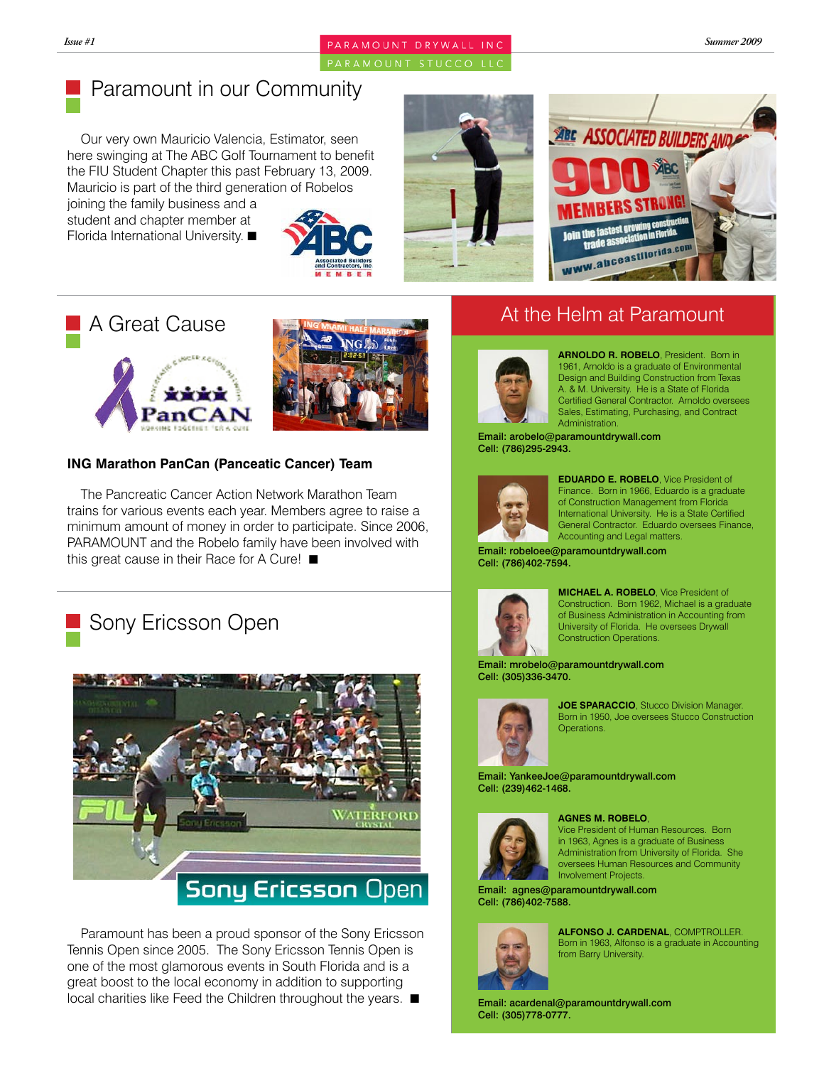## Paramount in our Community

Our very own Mauricio Valencia, Estimator, seen here swinging at The ABC Golf Tournament to benefit the FIU Student Chapter this past February 13, 2009. Mauricio is part of the third generation of Robelos joining the family business and a student and chapter member at Florida International University. ■

## A Great Cause

**ING Marathon PanCan (Panceatic Cancer) Team**

The Pancreatic Cancer Action Network Marathon Team trains for various events each year. Members agree to raise a minimum amount of money in order to participate. Since 2006, PARAMOUNT and the Robelo family have been involved with this great cause in their Race for A Cure! ■

## Sony Ericsson Open

Paramount has been a proud sponsor of the Sony Ericsson Tennis Open since 2005. The Sony Ericsson Tennis Open is one of the most glamorous events in South Florida and is a great boost to the local economy in addition to supporting local charities like Feed the Children throughout the years. ■

## At the Helm at Paramount

**ARNOLDO R. ROBELO**, President. Born in 1961, Arnoldo is a graduate of Environmental Design and Building Construction from Texas A. & M. University. He is a State of Florida Certified General Contractor. Arnoldo oversees Sales, Estimating, Purchasing, and Contract Administration.

**Email: arobelo@paramountdrywall.com**
**Cell: (786)295-2943.**

**EDUARDO E. ROBELO**, Vice President of Finance. Born in 1966, Eduardo is a graduate of Construction Management from Florida International University. He is a State Certified General Contractor. Eduardo oversees Finance, Accounting and Legal matters.

**Email: robeloee@paramountdrywall.com**
**Cell: (786)402-7594.**

**MICHAEL A. ROBELO**, Vice President of Construction. Born 1962, Michael is a graduate of Business Administration in Accounting from University of Florida. He oversees Drywall Construction Operations.

**Email: mrobelo@paramountdrywall.com**
**Cell: (305)336-3470.**

**JOE SPARACCIO**, Stucco Division Manager. Born in 1950, Joe oversees Stucco Construction Operations.

**Email: YankeeJoe@paramountdrywall.com**
**Cell: (239)462-1468.**

**AGNES M. ROBELO**, Vice President of Human Resources. Born in 1963, Agnes is a graduate of Business Administration from University of Florida. She oversees Human Resources and Community Involvement Projects.

**Email: agnes@paramountdrywall.com**
**Cell: (786)402-7588.**

**ALFONSO J. CARDENAL**, COMPTROLLER. Born in 1963, Alfonso is a graduate in Accounting from Barry University.

**Email: acardenal@paramountdrywall.com**
**Cell: (305)778-0777.**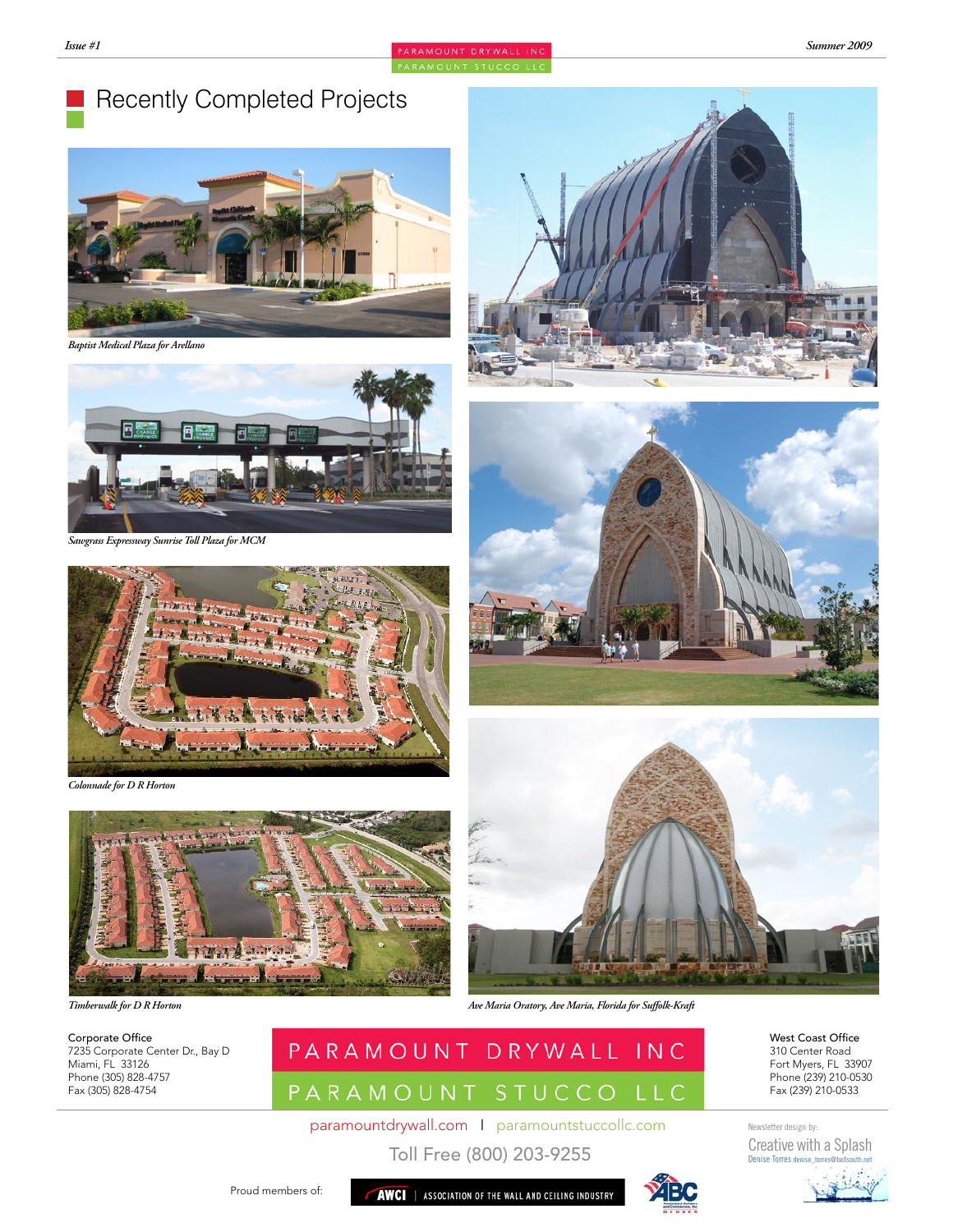# Recently Completed Projects

*Baptist Medical Plaza for Arellano*

*Sawgrass Expressway Sunrise Toll Plaza for MCM*

*Colonnade for D R Horton*

*Timberwalk for D R Horton*

*Ave Maria Oratory, Ave Maria, Florida for Suffolk-Kraft*

Corporate Office
7235 Corporate Center Dr., Bay D
Miami, FL 33126
Phone (305) 828-4757
Fax (305) 828-4754

PARAMOUNT DRYWALL INC
PARAMOUNT STUCCO LLC

West Coast Office
310 Center Road
Fort Myers, FL 33907
Phone (239) 210-0530
Fax (239) 210-0533

paramountdrywall.com | paramountstuccollc.com

Toll Free (800) 203-9255

Newsletter design by:
Creative with a Splash
Denise Torres denise_torres@bellsouth.net

Proud members of: AWCI | ASSOCIATION OF THE WALL AND CEILING INDUSTRY   ABC MEMBER